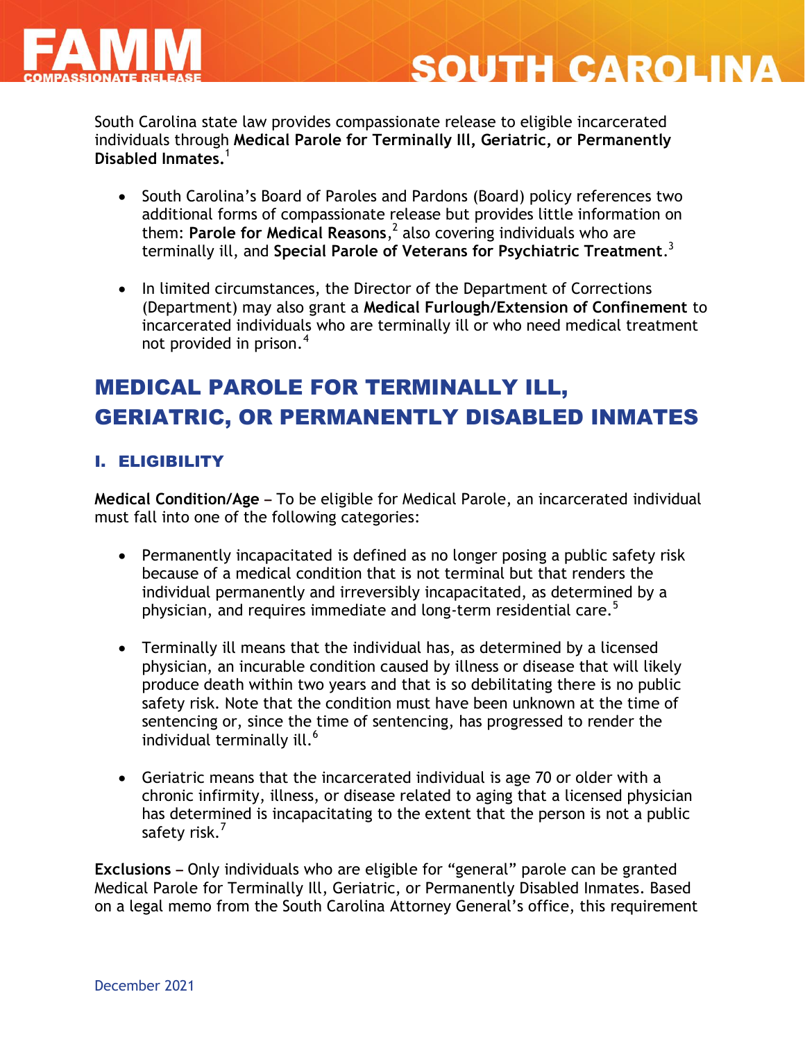# SOUTH CAROLINA

South Carolina state law provides compassionate release to eligible incarcerated individuals through **Medical Parole for Terminally Ill, Geriatric, or Permanently Disabled Inmates.**[1]

- South Carolina's Board of Paroles and Pardons (Board) policy references two additional forms of compassionate release but provides little information on them: **Parole for Medical Reasons**,[2] also covering individuals who are terminally ill, and **Special Parole of Veterans for Psychiatric Treatment**.[3]
- In limited circumstances, the Director of the Department of Corrections (Department) may also grant a **Medical Furlough/Extension of Confinement** to incarcerated individuals who are terminally ill or who need medical treatment not provided in prison.[4]

## MEDICAL PAROLE FOR TERMINALLY ILL, GERIATRIC, OR PERMANENTLY DISABLED INMATES

### I. ELIGIBILITY

**Medical Condition/Age –** To be eligible for Medical Parole, an incarcerated individual must fall into one of the following categories:

- Permanently incapacitated is defined as no longer posing a public safety risk because of a medical condition that is not terminal but that renders the individual permanently and irreversibly incapacitated, as determined by a physician, and requires immediate and long-term residential care.[5]
- Terminally ill means that the individual has, as determined by a licensed physician, an incurable condition caused by illness or disease that will likely produce death within two years and that is so debilitating there is no public safety risk. Note that the condition must have been unknown at the time of sentencing or, since the time of sentencing, has progressed to render the individual terminally ill.[6]
- Geriatric means that the incarcerated individual is age 70 or older with a chronic infirmity, illness, or disease related to aging that a licensed physician has determined is incapacitating to the extent that the person is not a public safety risk.[7]

**Exclusions –** Only individuals who are eligible for "general" parole can be granted Medical Parole for Terminally Ill, Geriatric, or Permanently Disabled Inmates. Based on a legal memo from the South Carolina Attorney General's office, this requirement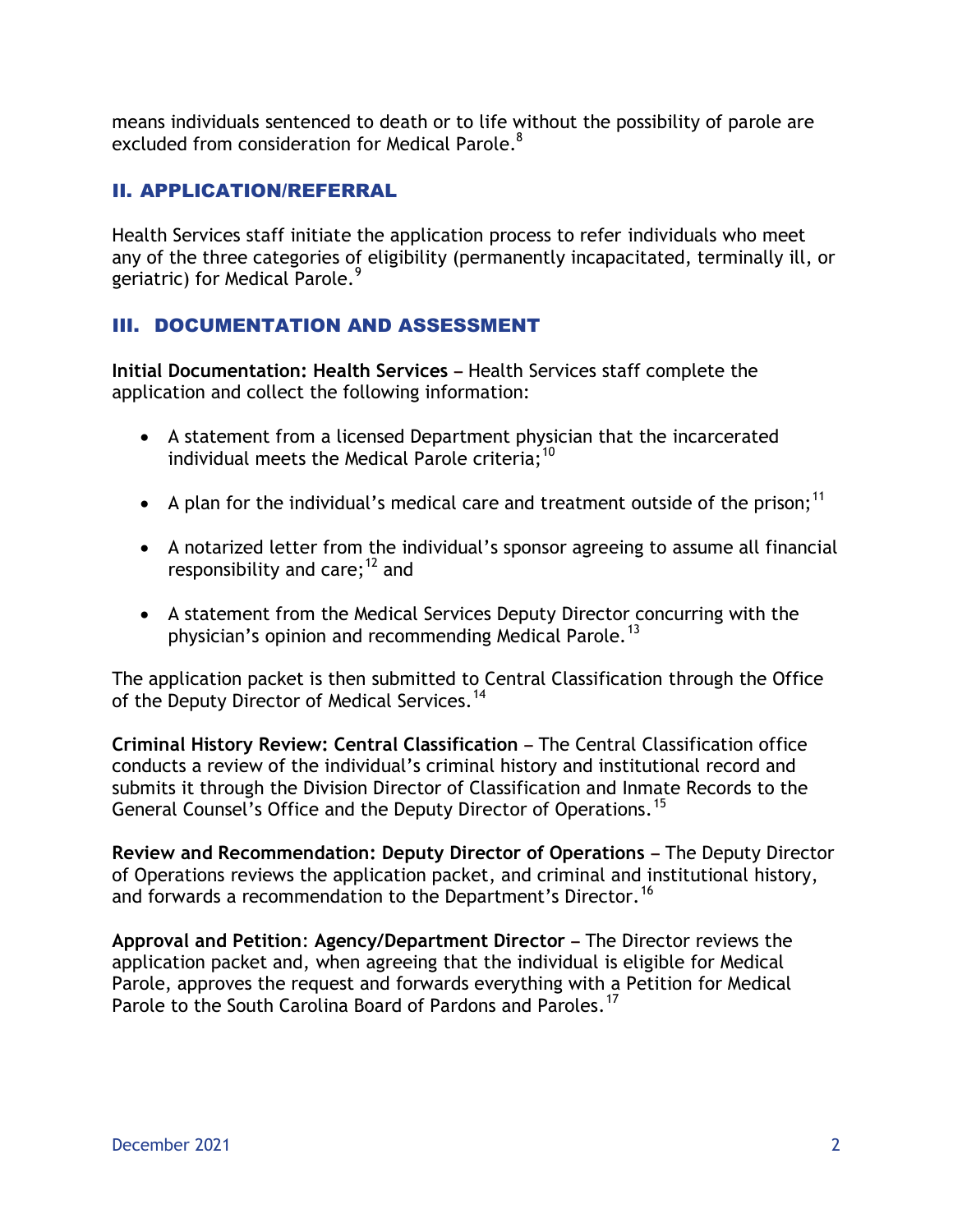means individuals sentenced to death or to life without the possibility of parole are excluded from consideration for Medical Parole.[8]

## II. APPLICATION/REFERRAL

Health Services staff initiate the application process to refer individuals who meet any of the three categories of eligibility (permanently incapacitated, terminally ill, or geriatric) for Medical Parole.[9]

## III. DOCUMENTATION AND ASSESSMENT

**Initial Documentation: Health Services** – Health Services staff complete the application and collect the following information:

- A statement from a licensed Department physician that the incarcerated individual meets the Medical Parole criteria;[10]
- A plan for the individual's medical care and treatment outside of the prison;[11]
- A notarized letter from the individual's sponsor agreeing to assume all financial responsibility and care;[12] and
- A statement from the Medical Services Deputy Director concurring with the physician's opinion and recommending Medical Parole.[13]

The application packet is then submitted to Central Classification through the Office of the Deputy Director of Medical Services.[14]

**Criminal History Review: Central Classification** – The Central Classification office conducts a review of the individual's criminal history and institutional record and submits it through the Division Director of Classification and Inmate Records to the General Counsel's Office and the Deputy Director of Operations.[15]

**Review and Recommendation: Deputy Director of Operations** – The Deputy Director of Operations reviews the application packet, and criminal and institutional history, and forwards a recommendation to the Department's Director.[16]

**Approval and Petition**: **Agency/Department Director** – The Director reviews the application packet and, when agreeing that the individual is eligible for Medical Parole, approves the request and forwards everything with a Petition for Medical Parole to the South Carolina Board of Pardons and Paroles.[17]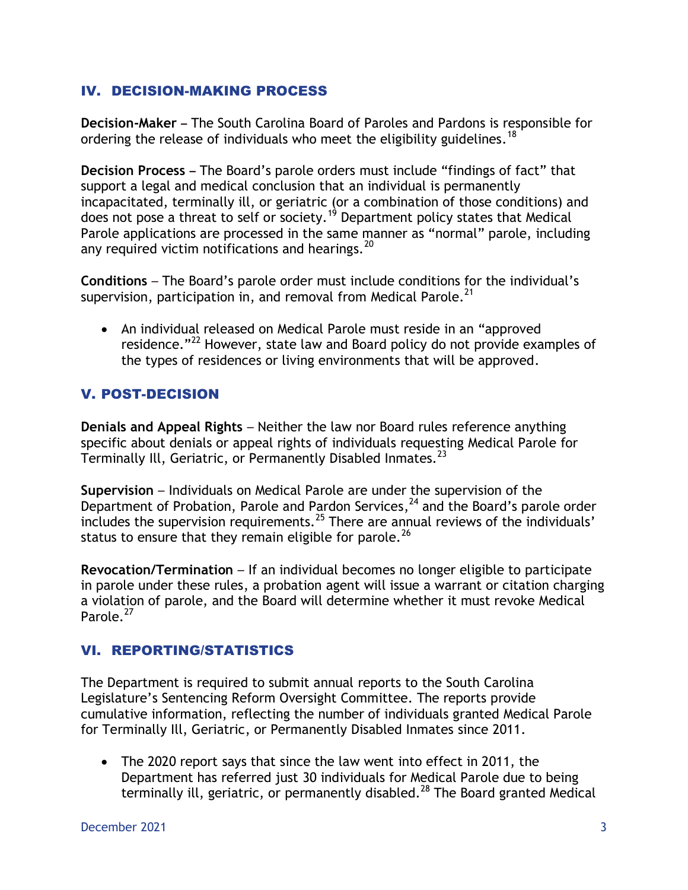## IV. DECISION-MAKING PROCESS

**Decision-Maker –** The South Carolina Board of Paroles and Pardons is responsible for ordering the release of individuals who meet the eligibility guidelines.[18]

**Decision Process –** The Board's parole orders must include "findings of fact" that support a legal and medical conclusion that an individual is permanently incapacitated, terminally ill, or geriatric (or a combination of those conditions) and does not pose a threat to self or society.[19] Department policy states that Medical Parole applications are processed in the same manner as "normal" parole, including any required victim notifications and hearings.[20]

**Conditions** – The Board's parole order must include conditions for the individual's supervision, participation in, and removal from Medical Parole.[21]

- An individual released on Medical Parole must reside in an "approved residence."[22] However, state law and Board policy do not provide examples of the types of residences or living environments that will be approved.

## V. POST-DECISION

**Denials and Appeal Rights** – Neither the law nor Board rules reference anything specific about denials or appeal rights of individuals requesting Medical Parole for Terminally Ill, Geriatric, or Permanently Disabled Inmates.[23]

**Supervision** – Individuals on Medical Parole are under the supervision of the Department of Probation, Parole and Pardon Services,[24] and the Board's parole order includes the supervision requirements.[25] There are annual reviews of the individuals' status to ensure that they remain eligible for parole.[26]

**Revocation/Termination** – If an individual becomes no longer eligible to participate in parole under these rules, a probation agent will issue a warrant or citation charging a violation of parole, and the Board will determine whether it must revoke Medical Parole.[27]

## VI. REPORTING/STATISTICS

The Department is required to submit annual reports to the South Carolina Legislature's Sentencing Reform Oversight Committee. The reports provide cumulative information, reflecting the number of individuals granted Medical Parole for Terminally Ill, Geriatric, or Permanently Disabled Inmates since 2011.

- The 2020 report says that since the law went into effect in 2011, the Department has referred just 30 individuals for Medical Parole due to being terminally ill, geriatric, or permanently disabled.[28] The Board granted Medical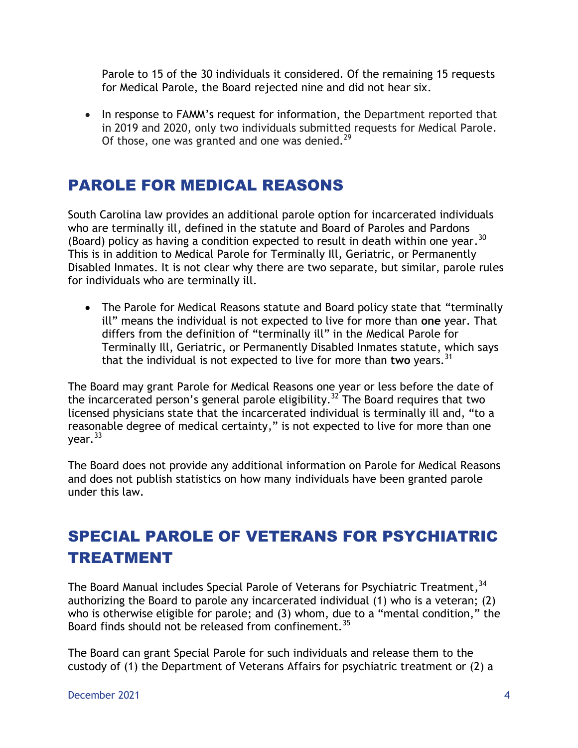Parole to 15 of the 30 individuals it considered. Of the remaining 15 requests for Medical Parole, the Board rejected nine and did not hear six.

- In response to FAMM's request for information, the Department reported that in 2019 and 2020, only two individuals submitted requests for Medical Parole. Of those, one was granted and one was denied.[29]

## PAROLE FOR MEDICAL REASONS

South Carolina law provides an additional parole option for incarcerated individuals who are terminally ill, defined in the statute and Board of Paroles and Pardons (Board) policy as having a condition expected to result in death within one year.[30] This is in addition to Medical Parole for Terminally Ill, Geriatric, or Permanently Disabled Inmates. It is not clear why there are two separate, but similar, parole rules for individuals who are terminally ill.

- The Parole for Medical Reasons statute and Board policy state that "terminally ill" means the individual is not expected to live for more than **one** year. That differs from the definition of "terminally ill" in the Medical Parole for Terminally Ill, Geriatric, or Permanently Disabled Inmates statute, which says that the individual is not expected to live for more than **two** years.[31]

The Board may grant Parole for Medical Reasons one year or less before the date of the incarcerated person's general parole eligibility.[32] The Board requires that two licensed physicians state that the incarcerated individual is terminally ill and, "to a reasonable degree of medical certainty," is not expected to live for more than one year.[33]

The Board does not provide any additional information on Parole for Medical Reasons and does not publish statistics on how many individuals have been granted parole under this law.

## SPECIAL PAROLE OF VETERANS FOR PSYCHIATRIC TREATMENT

The Board Manual includes Special Parole of Veterans for Psychiatric Treatment,[34] authorizing the Board to parole any incarcerated individual (1) who is a veteran; (2) who is otherwise eligible for parole; and (3) whom, due to a "mental condition," the Board finds should not be released from confinement.[35]

The Board can grant Special Parole for such individuals and release them to the custody of (1) the Department of Veterans Affairs for psychiatric treatment or (2) a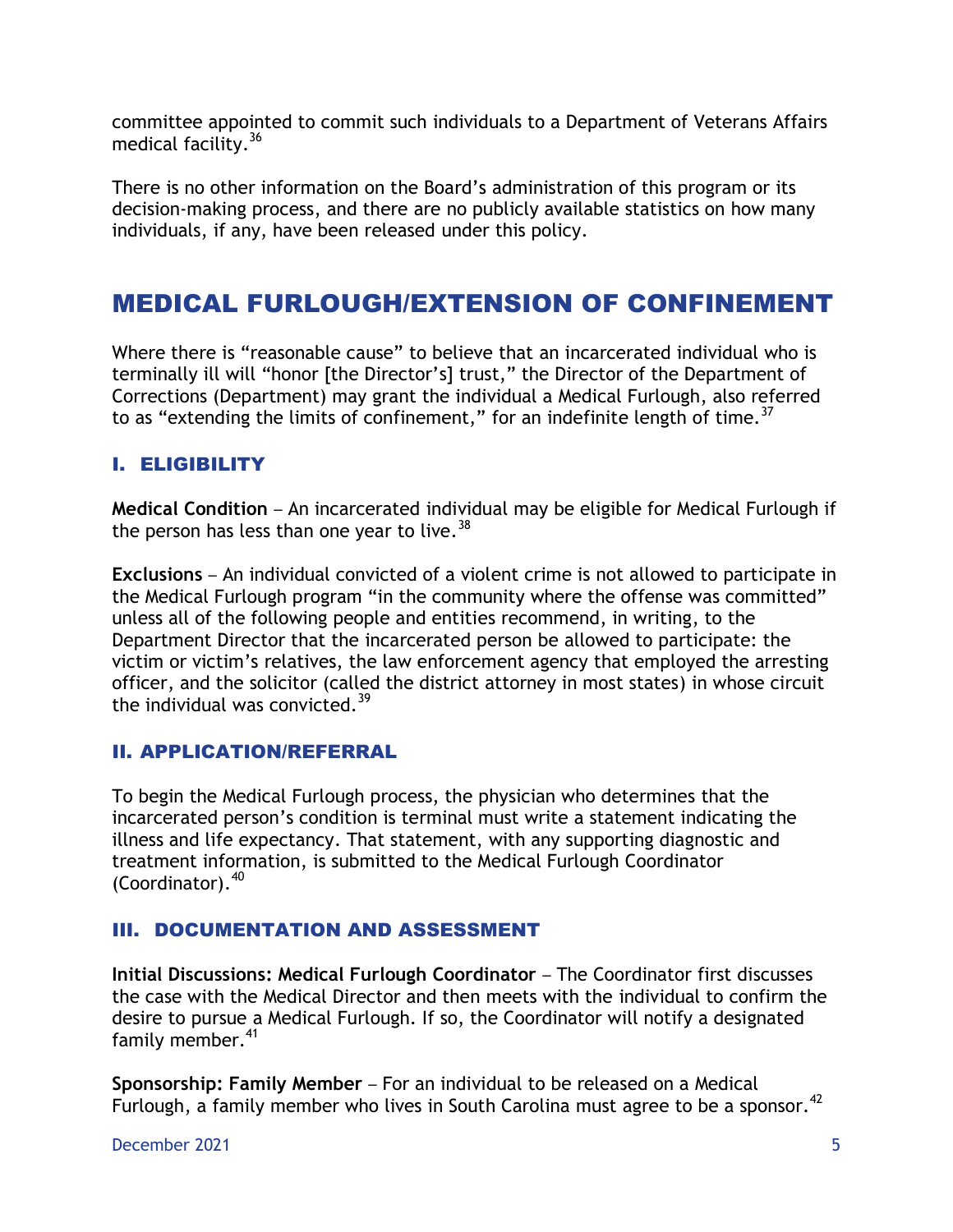committee appointed to commit such individuals to a Department of Veterans Affairs medical facility.[36]

There is no other information on the Board's administration of this program or its decision-making process, and there are no publicly available statistics on how many individuals, if any, have been released under this policy.

# MEDICAL FURLOUGH/EXTENSION OF CONFINEMENT

Where there is "reasonable cause" to believe that an incarcerated individual who is terminally ill will "honor [the Director's] trust," the Director of the Department of Corrections (Department) may grant the individual a Medical Furlough, also referred to as "extending the limits of confinement," for an indefinite length of time.[37]

## I. ELIGIBILITY

**Medical Condition** – An incarcerated individual may be eligible for Medical Furlough if the person has less than one year to live.[38]

**Exclusions** – An individual convicted of a violent crime is not allowed to participate in the Medical Furlough program "in the community where the offense was committed" unless all of the following people and entities recommend, in writing, to the Department Director that the incarcerated person be allowed to participate: the victim or victim's relatives, the law enforcement agency that employed the arresting officer, and the solicitor (called the district attorney in most states) in whose circuit the individual was convicted.[39]

## II. APPLICATION/REFERRAL

To begin the Medical Furlough process, the physician who determines that the incarcerated person's condition is terminal must write a statement indicating the illness and life expectancy. That statement, with any supporting diagnostic and treatment information, is submitted to the Medical Furlough Coordinator (Coordinator).[40]

## III. DOCUMENTATION AND ASSESSMENT

**Initial Discussions: Medical Furlough Coordinator** – The Coordinator first discusses the case with the Medical Director and then meets with the individual to confirm the desire to pursue a Medical Furlough. If so, the Coordinator will notify a designated family member.[41]

**Sponsorship: Family Member** – For an individual to be released on a Medical Furlough, a family member who lives in South Carolina must agree to be a sponsor.[42]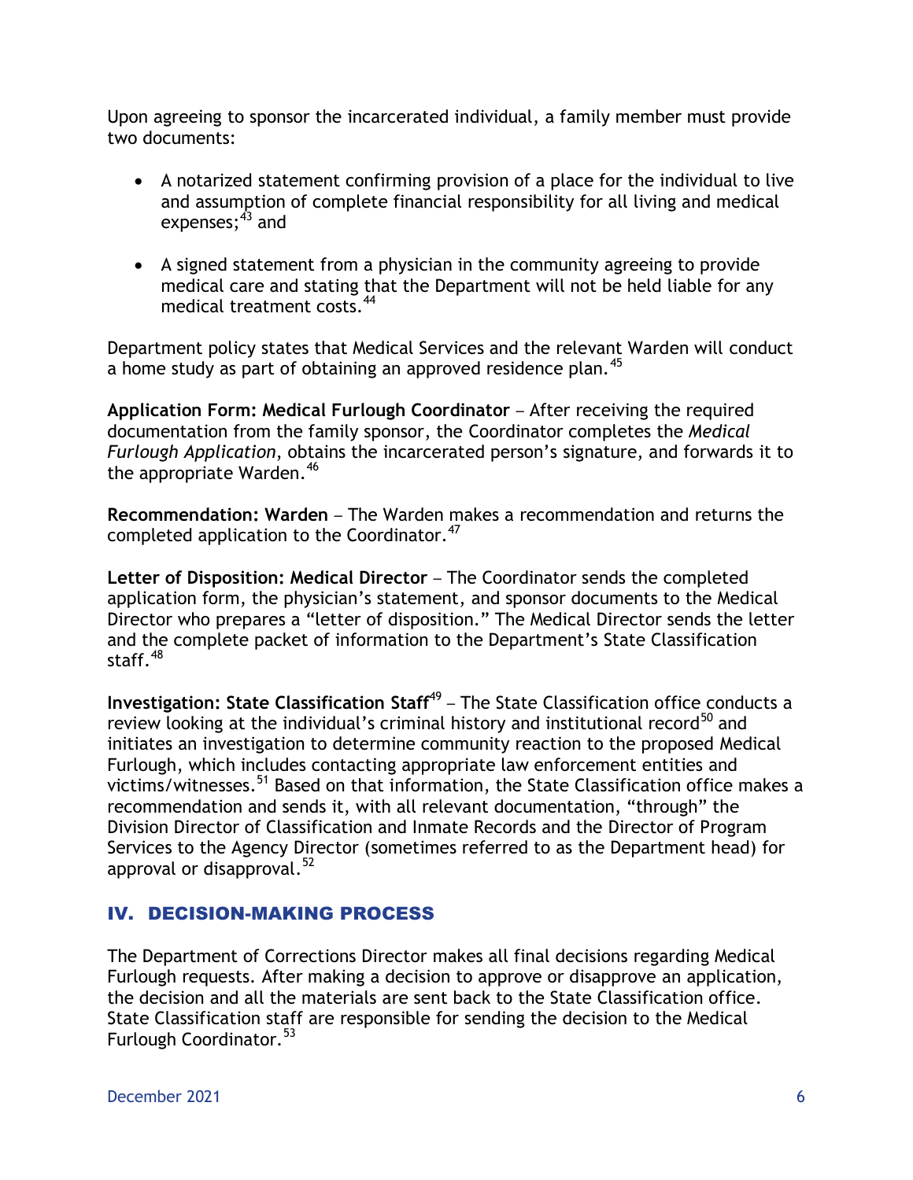Upon agreeing to sponsor the incarcerated individual, a family member must provide two documents:

- A notarized statement confirming provision of a place for the individual to live and assumption of complete financial responsibility for all living and medical expenses;[43] and
- A signed statement from a physician in the community agreeing to provide medical care and stating that the Department will not be held liable for any medical treatment costs.[44]

Department policy states that Medical Services and the relevant Warden will conduct a home study as part of obtaining an approved residence plan.[45]

**Application Form: Medical Furlough Coordinator** – After receiving the required documentation from the family sponsor, the Coordinator completes the *Medical Furlough Application*, obtains the incarcerated person's signature, and forwards it to the appropriate Warden.[46]

**Recommendation: Warden** – The Warden makes a recommendation and returns the completed application to the Coordinator.[47]

**Letter of Disposition: Medical Director** – The Coordinator sends the completed application form, the physician's statement, and sponsor documents to the Medical Director who prepares a "letter of disposition." The Medical Director sends the letter and the complete packet of information to the Department's State Classification staff.[48]

**Investigation: State Classification Staff**[49] – The State Classification office conducts a review looking at the individual's criminal history and institutional record[50] and initiates an investigation to determine community reaction to the proposed Medical Furlough, which includes contacting appropriate law enforcement entities and victims/witnesses.[51] Based on that information, the State Classification office makes a recommendation and sends it, with all relevant documentation, "through" the Division Director of Classification and Inmate Records and the Director of Program Services to the Agency Director (sometimes referred to as the Department head) for approval or disapproval.[52]

## IV. DECISION-MAKING PROCESS

The Department of Corrections Director makes all final decisions regarding Medical Furlough requests. After making a decision to approve or disapprove an application, the decision and all the materials are sent back to the State Classification office. State Classification staff are responsible for sending the decision to the Medical Furlough Coordinator.[53]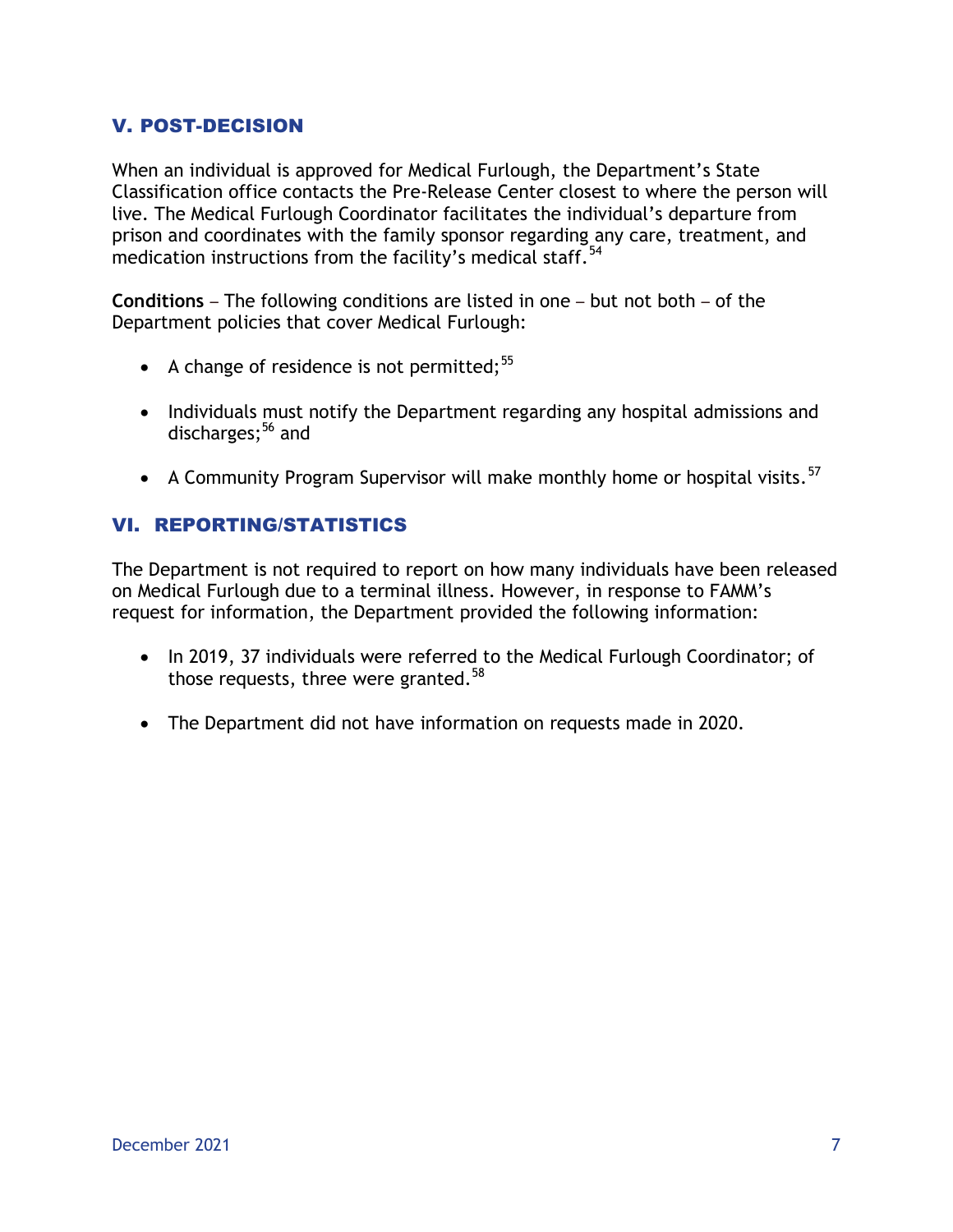## V. POST-DECISION

When an individual is approved for Medical Furlough, the Department's State Classification office contacts the Pre-Release Center closest to where the person will live. The Medical Furlough Coordinator facilitates the individual's departure from prison and coordinates with the family sponsor regarding any care, treatment, and medication instructions from the facility's medical staff.[54]

**Conditions** – The following conditions are listed in one – but not both – of the Department policies that cover Medical Furlough:

- A change of residence is not permitted;[55]
- Individuals must notify the Department regarding any hospital admissions and discharges;[56] and
- A Community Program Supervisor will make monthly home or hospital visits.[57]

## VI. REPORTING/STATISTICS

The Department is not required to report on how many individuals have been released on Medical Furlough due to a terminal illness. However, in response to FAMM's request for information, the Department provided the following information:

- In 2019, 37 individuals were referred to the Medical Furlough Coordinator; of those requests, three were granted.[58]
- The Department did not have information on requests made in 2020.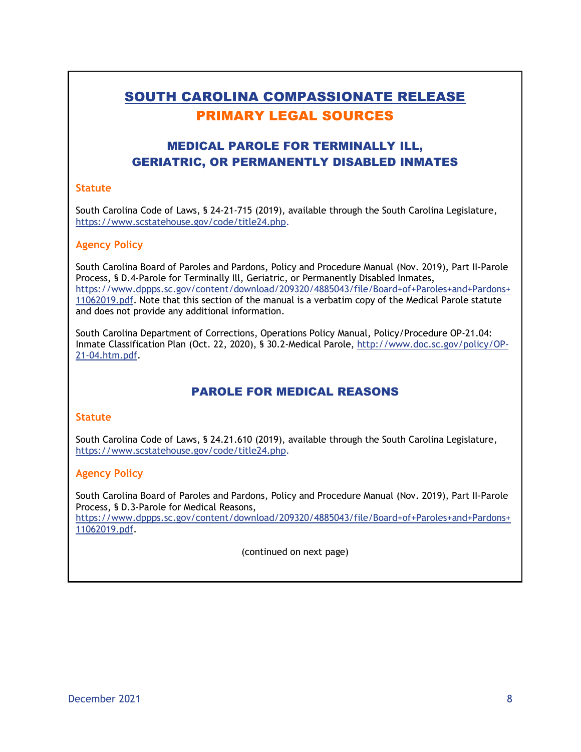# SOUTH CAROLINA COMPASSIONATE RELEASE

## PRIMARY LEGAL SOURCES

### MEDICAL PAROLE FOR TERMINALLY ILL, GERIATRIC, OR PERMANENTLY DISABLED INMATES

**Statute**

South Carolina Code of Laws, § 24-21-715 (2019), available through the South Carolina Legislature, https://www.scstatehouse.gov/code/title24.php.

**Agency Policy**

South Carolina Board of Paroles and Pardons, Policy and Procedure Manual (Nov. 2019), Part II-Parole Process, § D.4-Parole for Terminally Ill, Geriatric, or Permanently Disabled Inmates, https://www.dppps.sc.gov/content/download/209320/4885043/file/Board+of+Paroles+and+Pardons+11062019.pdf. Note that this section of the manual is a verbatim copy of the Medical Parole statute and does not provide any additional information.

South Carolina Department of Corrections, Operations Policy Manual, Policy/Procedure OP-21.04: Inmate Classification Plan (Oct. 22, 2020), § 30.2-Medical Parole, http://www.doc.sc.gov/policy/OP-21-04.htm.pdf.

### PAROLE FOR MEDICAL REASONS

**Statute**

South Carolina Code of Laws, § 24.21.610 (2019), available through the South Carolina Legislature, https://www.scstatehouse.gov/code/title24.php.

**Agency Policy**

South Carolina Board of Paroles and Pardons, Policy and Procedure Manual (Nov. 2019), Part II-Parole Process, § D.3-Parole for Medical Reasons, https://www.dppps.sc.gov/content/download/209320/4885043/file/Board+of+Paroles+and+Pardons+11062019.pdf.

(continued on next page)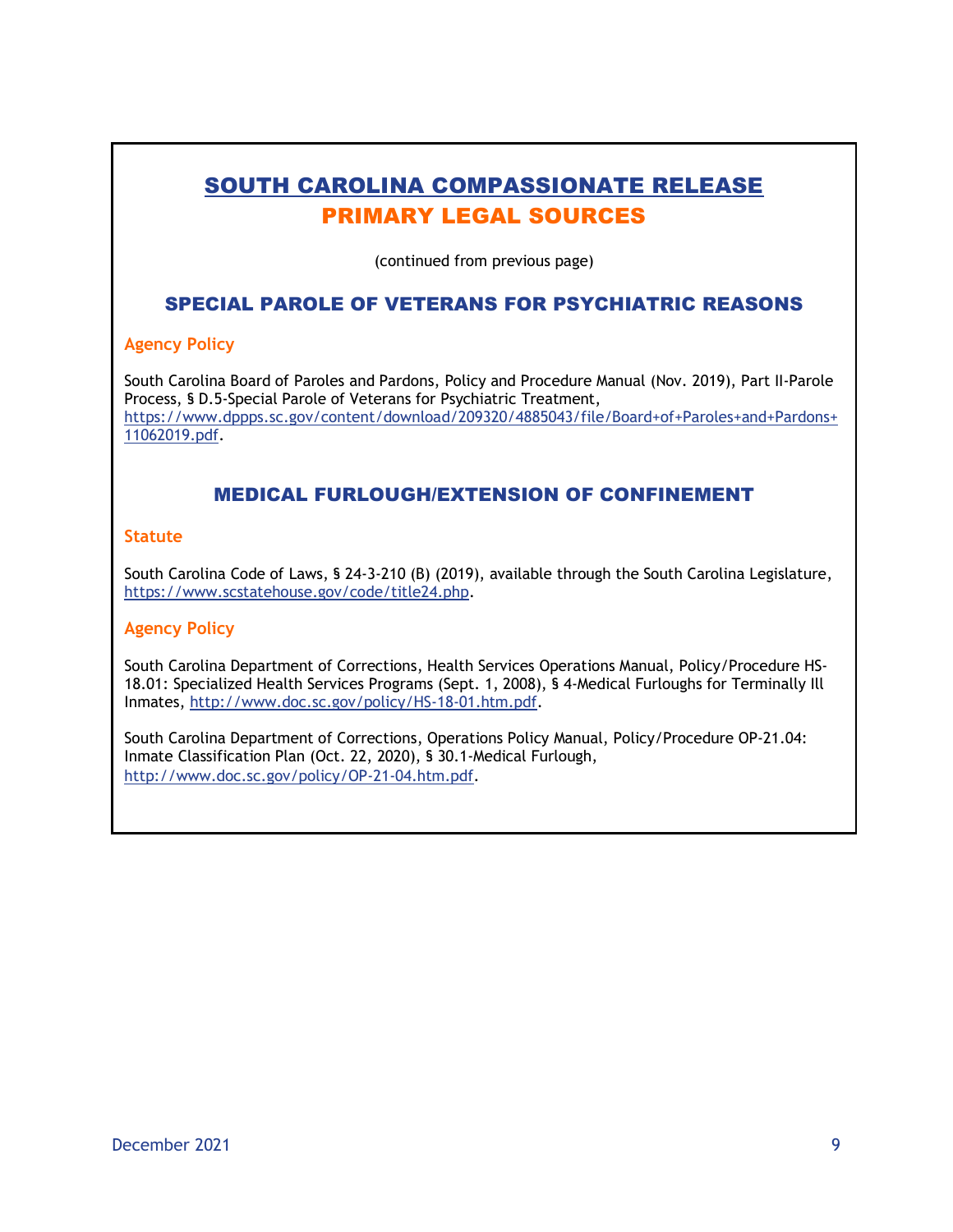# SOUTH CAROLINA COMPASSIONATE RELEASE
# PRIMARY LEGAL SOURCES

(continued from previous page)

## SPECIAL PAROLE OF VETERANS FOR PSYCHIATRIC REASONS

### Agency Policy

South Carolina Board of Paroles and Pardons, Policy and Procedure Manual (Nov. 2019), Part II-Parole Process, § D.5-Special Parole of Veterans for Psychiatric Treatment, https://www.dppps.sc.gov/content/download/209320/4885043/file/Board+of+Paroles+and+Pardons+11062019.pdf.

## MEDICAL FURLOUGH/EXTENSION OF CONFINEMENT

### Statute

South Carolina Code of Laws, § 24-3-210 (B) (2019), available through the South Carolina Legislature, https://www.scstatehouse.gov/code/title24.php.

### Agency Policy

South Carolina Department of Corrections, Health Services Operations Manual, Policy/Procedure HS-18.01: Specialized Health Services Programs (Sept. 1, 2008), § 4-Medical Furloughs for Terminally Ill Inmates, http://www.doc.sc.gov/policy/HS-18-01.htm.pdf.

South Carolina Department of Corrections, Operations Policy Manual, Policy/Procedure OP-21.04: Inmate Classification Plan (Oct. 22, 2020), § 30.1-Medical Furlough, http://www.doc.sc.gov/policy/OP-21-04.htm.pdf.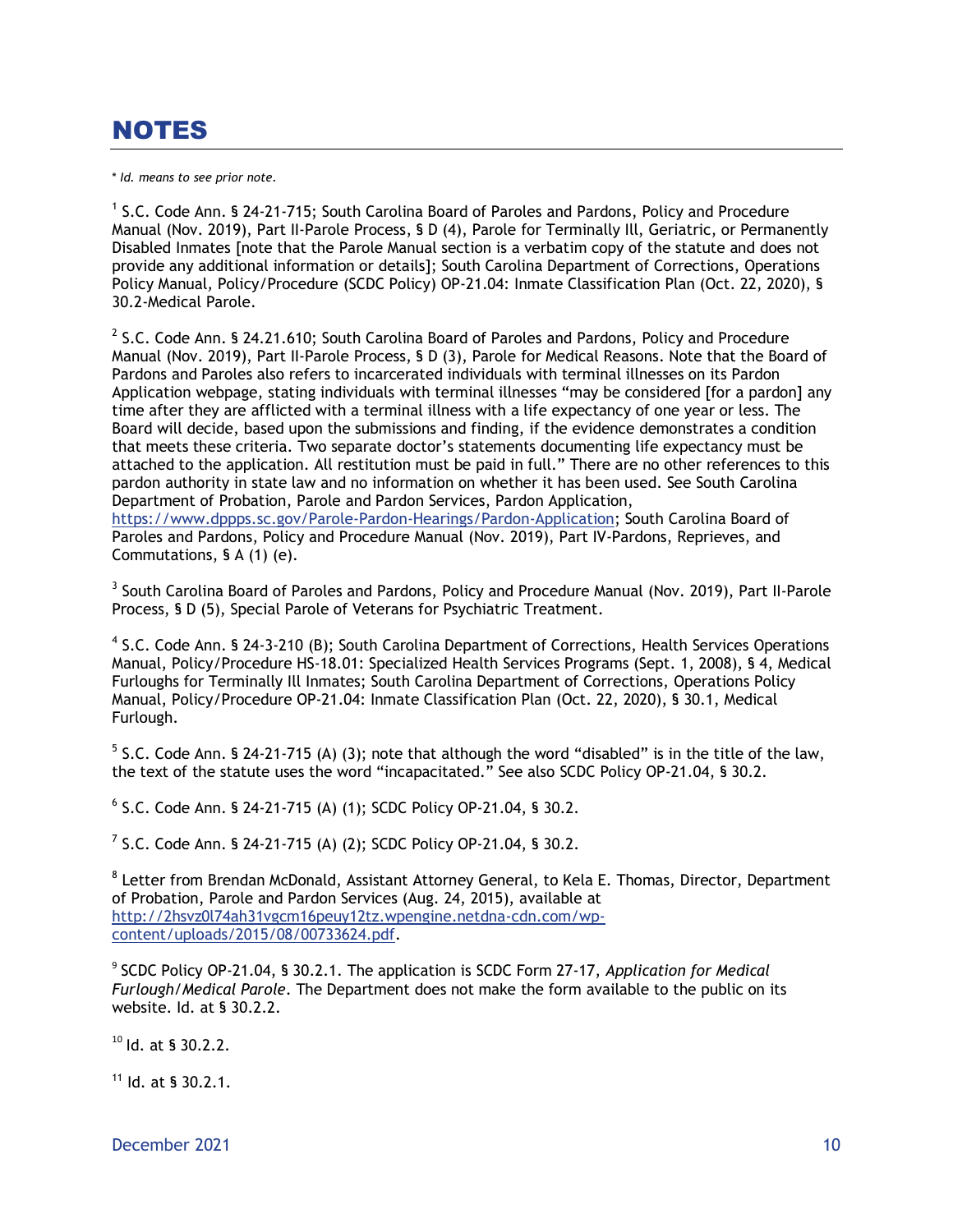# NOTES

* *Id. means to see prior note.*

[1] S.C. Code Ann. § 24-21-715; South Carolina Board of Paroles and Pardons, Policy and Procedure Manual (Nov. 2019), Part II-Parole Process, § D (4), Parole for Terminally Ill, Geriatric, or Permanently Disabled Inmates [note that the Parole Manual section is a verbatim copy of the statute and does not provide any additional information or details]; South Carolina Department of Corrections, Operations Policy Manual, Policy/Procedure (SCDC Policy) OP-21.04: Inmate Classification Plan (Oct. 22, 2020), § 30.2-Medical Parole.

[2] S.C. Code Ann. § 24.21.610; South Carolina Board of Paroles and Pardons, Policy and Procedure Manual (Nov. 2019), Part II-Parole Process, § D (3), Parole for Medical Reasons. Note that the Board of Pardons and Paroles also refers to incarcerated individuals with terminal illnesses on its Pardon Application webpage, stating individuals with terminal illnesses "may be considered [for a pardon] any time after they are afflicted with a terminal illness with a life expectancy of one year or less. The Board will decide, based upon the submissions and finding, if the evidence demonstrates a condition that meets these criteria. Two separate doctor's statements documenting life expectancy must be attached to the application. All restitution must be paid in full." There are no other references to this pardon authority in state law and no information on whether it has been used. See South Carolina Department of Probation, Parole and Pardon Services, Pardon Application, https://www.dppps.sc.gov/Parole-Pardon-Hearings/Pardon-Application; South Carolina Board of Paroles and Pardons, Policy and Procedure Manual (Nov. 2019), Part IV-Pardons, Reprieves, and Commutations, § A (1) (e).

[3] South Carolina Board of Paroles and Pardons, Policy and Procedure Manual (Nov. 2019), Part II-Parole Process, § D (5), Special Parole of Veterans for Psychiatric Treatment.

[4] S.C. Code Ann. § 24-3-210 (B); South Carolina Department of Corrections, Health Services Operations Manual, Policy/Procedure HS-18.01: Specialized Health Services Programs (Sept. 1, 2008), § 4, Medical Furloughs for Terminally Ill Inmates; South Carolina Department of Corrections, Operations Policy Manual, Policy/Procedure OP-21.04: Inmate Classification Plan (Oct. 22, 2020), § 30.1, Medical Furlough.

[5] S.C. Code Ann. § 24-21-715 (A) (3); note that although the word "disabled" is in the title of the law, the text of the statute uses the word "incapacitated." See also SCDC Policy OP-21.04, § 30.2.

[6] S.C. Code Ann. § 24-21-715 (A) (1); SCDC Policy OP-21.04, § 30.2.

[7] S.C. Code Ann. § 24-21-715 (A) (2); SCDC Policy OP-21.04, § 30.2.

[8] Letter from Brendan McDonald, Assistant Attorney General, to Kela E. Thomas, Director, Department of Probation, Parole and Pardon Services (Aug. 24, 2015), available at http://2hsvz0l74ah31vgcm16peuy12tz.wpengine.netdna-cdn.com/wp-content/uploads/2015/08/00733624.pdf.

[9] SCDC Policy OP-21.04, § 30.2.1. The application is SCDC Form 27-17, *Application for Medical Furlough/Medical Parole*. The Department does not make the form available to the public on its website. Id. at § 30.2.2.

[10] Id. at § 30.2.2.

[11] Id. at § 30.2.1.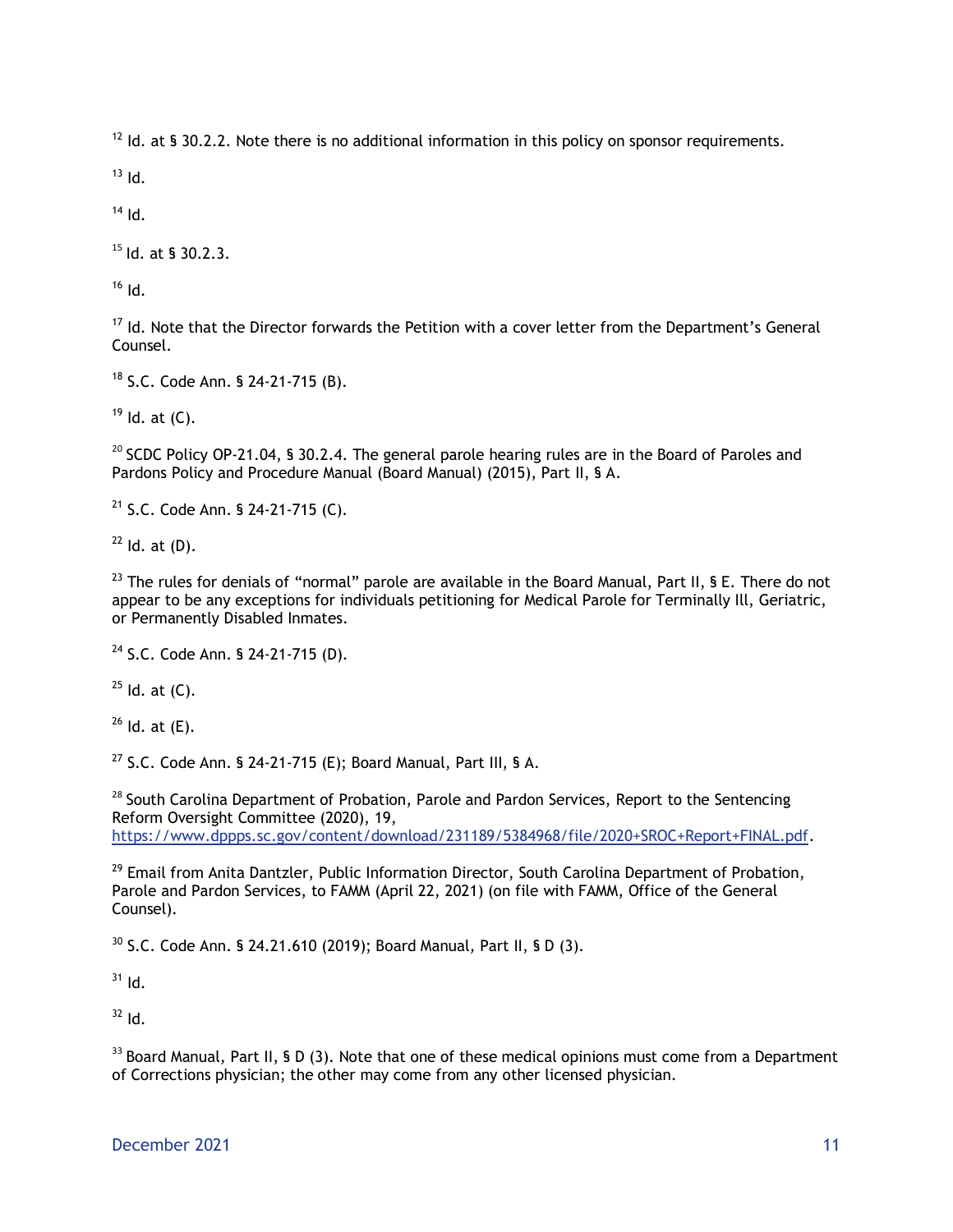[12] Id. at § 30.2.2. Note there is no additional information in this policy on sponsor requirements.

[13] Id.

[14] Id.

[15] Id. at § 30.2.3.

[16] Id.

[17] Id. Note that the Director forwards the Petition with a cover letter from the Department's General Counsel.

[18] S.C. Code Ann. § 24-21-715 (B).

[19] Id. at (C).

[20] SCDC Policy OP-21.04, § 30.2.4. The general parole hearing rules are in the Board of Paroles and Pardons Policy and Procedure Manual (Board Manual) (2015), Part II, § A.

[21] S.C. Code Ann. § 24-21-715 (C).

[22] Id. at (D).

[23] The rules for denials of "normal" parole are available in the Board Manual, Part II, § E. There do not appear to be any exceptions for individuals petitioning for Medical Parole for Terminally Ill, Geriatric, or Permanently Disabled Inmates.

[24] S.C. Code Ann. § 24-21-715 (D).

[25] Id. at (C).

[26] Id. at (E).

[27] S.C. Code Ann. § 24-21-715 (E); Board Manual, Part III, § A.

[28] South Carolina Department of Probation, Parole and Pardon Services, Report to the Sentencing Reform Oversight Committee (2020), 19, https://www.dppps.sc.gov/content/download/231189/5384968/file/2020+SROC+Report+FINAL.pdf.

[29] Email from Anita Dantzler, Public Information Director, South Carolina Department of Probation, Parole and Pardon Services, to FAMM (April 22, 2021) (on file with FAMM, Office of the General Counsel).

[30] S.C. Code Ann. § 24.21.610 (2019); Board Manual, Part II, § D (3).

[31] Id.

[32] Id.

[33] Board Manual, Part II, § D (3). Note that one of these medical opinions must come from a Department of Corrections physician; the other may come from any other licensed physician.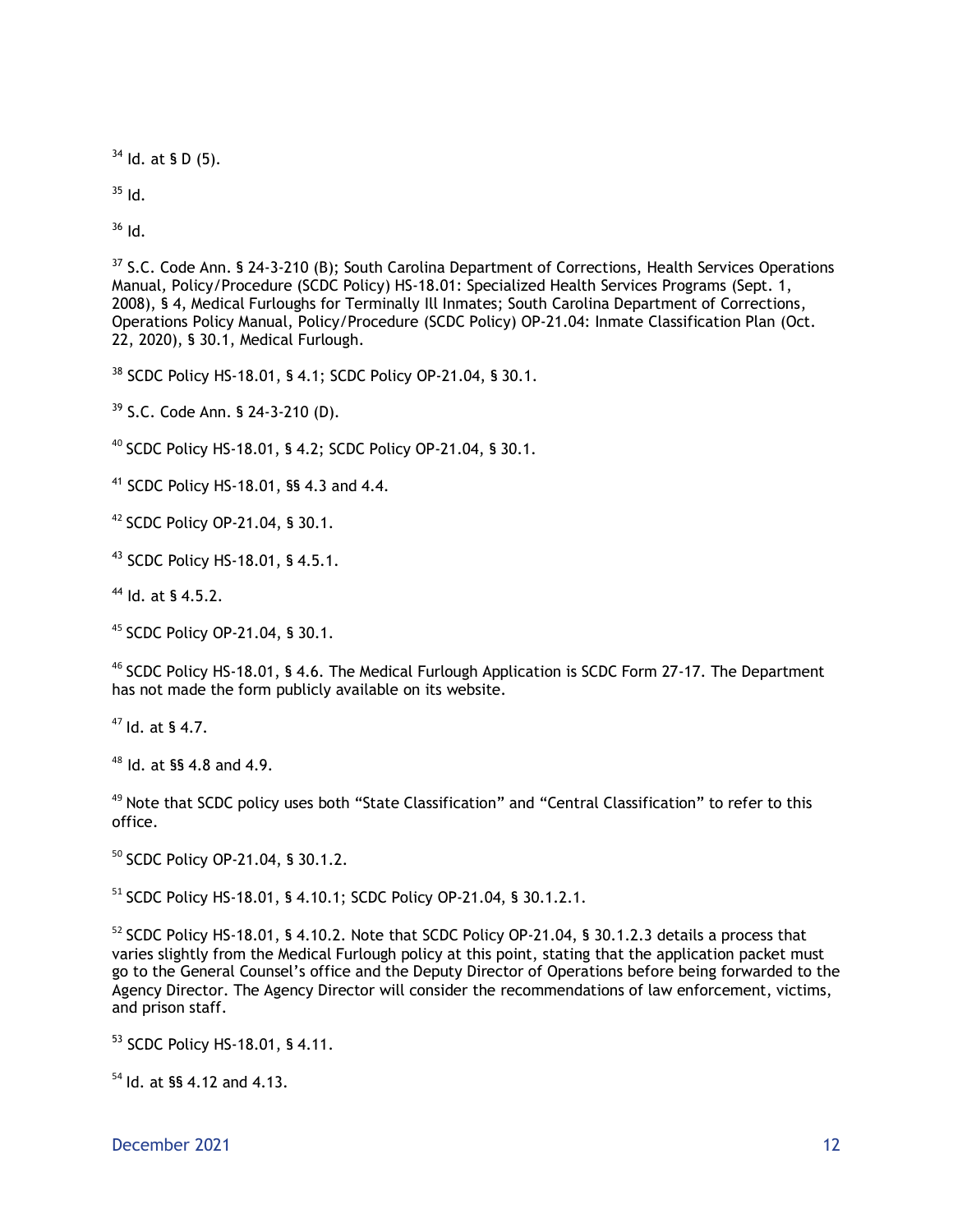[34] Id. at § D (5).

[35] Id.

[36] Id.

[37] S.C. Code Ann. § 24-3-210 (B); South Carolina Department of Corrections, Health Services Operations Manual, Policy/Procedure (SCDC Policy) HS-18.01: Specialized Health Services Programs (Sept. 1, 2008), § 4, Medical Furloughs for Terminally Ill Inmates; South Carolina Department of Corrections, Operations Policy Manual, Policy/Procedure (SCDC Policy) OP-21.04: Inmate Classification Plan (Oct. 22, 2020), § 30.1, Medical Furlough.

[38] SCDC Policy HS-18.01, § 4.1; SCDC Policy OP-21.04, § 30.1.

[39] S.C. Code Ann. § 24-3-210 (D).

[40] SCDC Policy HS-18.01, § 4.2; SCDC Policy OP-21.04, § 30.1.

[41] SCDC Policy HS-18.01, §§ 4.3 and 4.4.

[42] SCDC Policy OP-21.04, § 30.1.

[43] SCDC Policy HS-18.01, § 4.5.1.

[44] Id. at § 4.5.2.

[45] SCDC Policy OP-21.04, § 30.1.

[46] SCDC Policy HS-18.01, § 4.6. The Medical Furlough Application is SCDC Form 27-17. The Department has not made the form publicly available on its website.

[47] Id. at § 4.7.

[48] Id. at §§ 4.8 and 4.9.

[49] Note that SCDC policy uses both "State Classification" and "Central Classification" to refer to this office.

[50] SCDC Policy OP-21.04, § 30.1.2.

[51] SCDC Policy HS-18.01, § 4.10.1; SCDC Policy OP-21.04, § 30.1.2.1.

[52] SCDC Policy HS-18.01, § 4.10.2. Note that SCDC Policy OP-21.04, § 30.1.2.3 details a process that varies slightly from the Medical Furlough policy at this point, stating that the application packet must go to the General Counsel's office and the Deputy Director of Operations before being forwarded to the Agency Director. The Agency Director will consider the recommendations of law enforcement, victims, and prison staff.

[53] SCDC Policy HS-18.01, § 4.11.

[54] Id. at §§ 4.12 and 4.13.

December 2021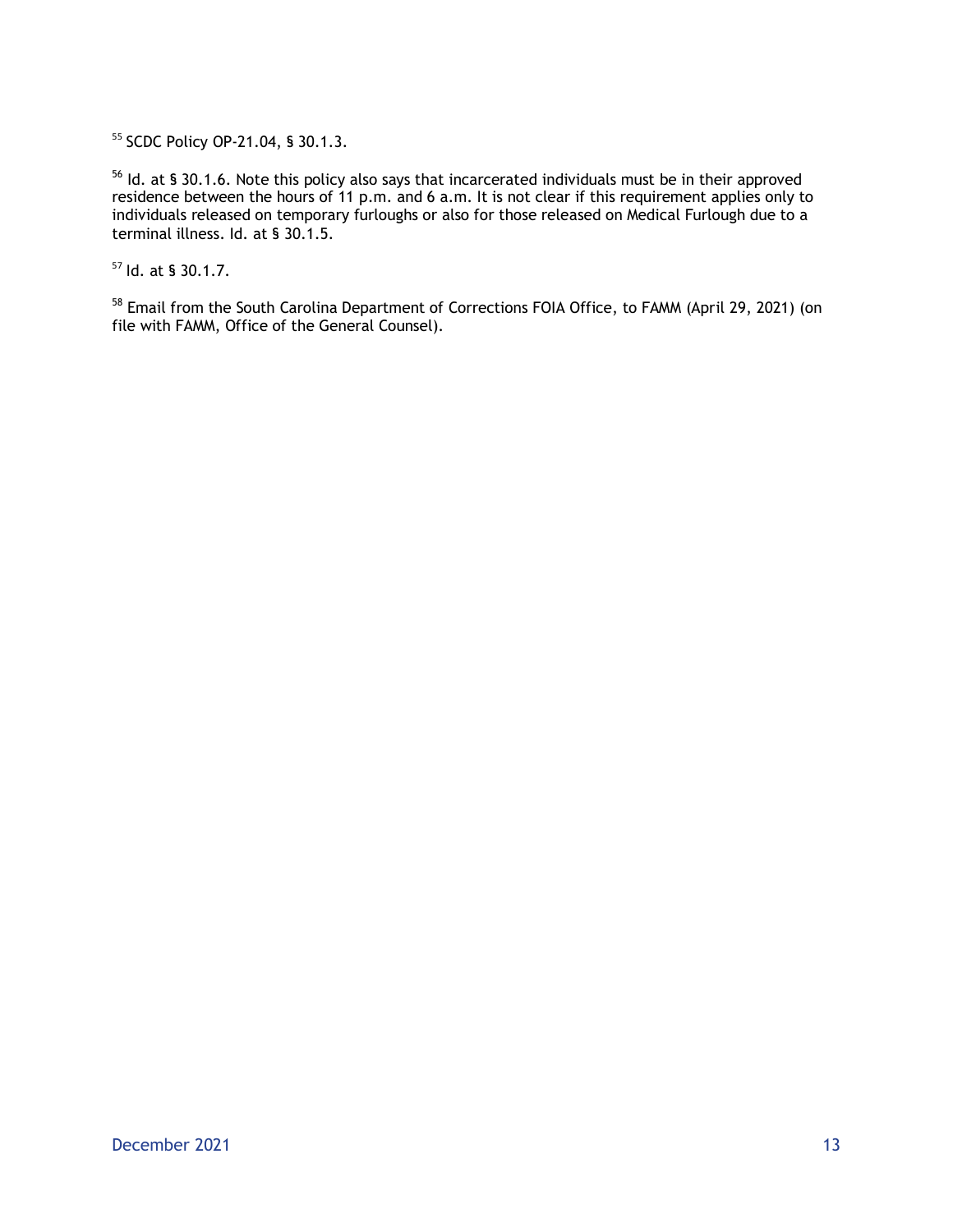[55] SCDC Policy OP-21.04, § 30.1.3.

[56] Id. at § 30.1.6. Note this policy also says that incarcerated individuals must be in their approved residence between the hours of 11 p.m. and 6 a.m. It is not clear if this requirement applies only to individuals released on temporary furloughs or also for those released on Medical Furlough due to a terminal illness. Id. at § 30.1.5.

[57] Id. at § 30.1.7.

[58] Email from the South Carolina Department of Corrections FOIA Office, to FAMM (April 29, 2021) (on file with FAMM, Office of the General Counsel).